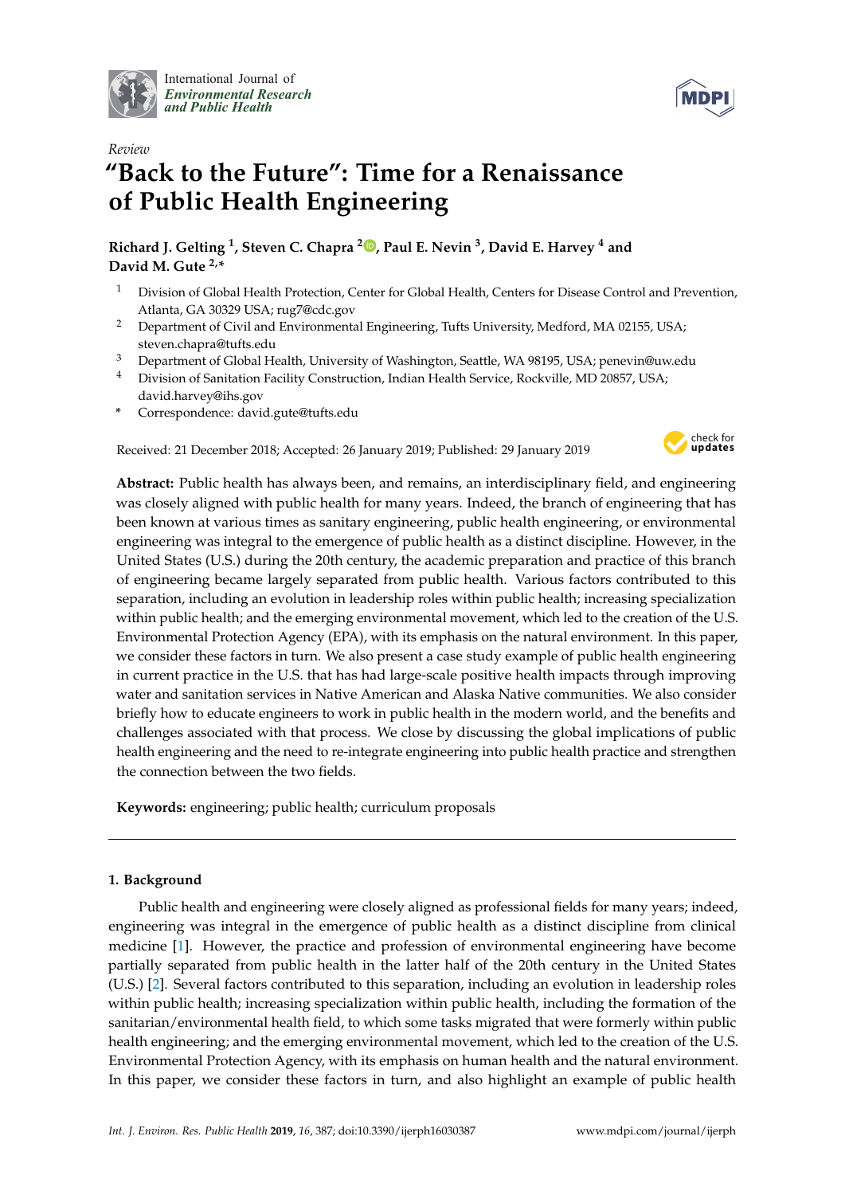International Journal of *Environmental Research and Public Health*

*Review*

# "Back to the Future": Time for a Renaissance of Public Health Engineering

**Richard J. Gelting [1], Steven C. Chapra [2], Paul E. Nevin [3], David E. Harvey [4] and David M. Gute [2,*]**

1. Division of Global Health Protection, Center for Global Health, Centers for Disease Control and Prevention, Atlanta, GA 30329 USA; rug7@cdc.gov
2. Department of Civil and Environmental Engineering, Tufts University, Medford, MA 02155, USA; steven.chapra@tufts.edu
3. Department of Global Health, University of Washington, Seattle, WA 98195, USA; penevin@uw.edu
4. Division of Sanitation Facility Construction, Indian Health Service, Rockville, MD 20857, USA; david.harvey@ihs.gov

\* Correspondence: david.gute@tufts.edu

Received: 21 December 2018; Accepted: 26 January 2019; Published: 29 January 2019

**Abstract:** Public health has always been, and remains, an interdisciplinary field, and engineering was closely aligned with public health for many years. Indeed, the branch of engineering that has been known at various times as sanitary engineering, public health engineering, or environmental engineering was integral to the emergence of public health as a distinct discipline. However, in the United States (U.S.) during the 20th century, the academic preparation and practice of this branch of engineering became largely separated from public health. Various factors contributed to this separation, including an evolution in leadership roles within public health; increasing specialization within public health; and the emerging environmental movement, which led to the creation of the U.S. Environmental Protection Agency (EPA), with its emphasis on the natural environment. In this paper, we consider these factors in turn. We also present a case study example of public health engineering in current practice in the U.S. that has had large-scale positive health impacts through improving water and sanitation services in Native American and Alaska Native communities. We also consider briefly how to educate engineers to work in public health in the modern world, and the benefits and challenges associated with that process. We close by discussing the global implications of public health engineering and the need to re-integrate engineering into public health practice and strengthen the connection between the two fields.

**Keywords:** engineering; public health; curriculum proposals

## 1. Background

Public health and engineering were closely aligned as professional fields for many years; indeed, engineering was integral in the emergence of public health as a distinct discipline from clinical medicine [1]. However, the practice and profession of environmental engineering have become partially separated from public health in the latter half of the 20th century in the United States (U.S.) [2]. Several factors contributed to this separation, including an evolution in leadership roles within public health; increasing specialization within public health, including the formation of the sanitarian/environmental health field, to which some tasks migrated that were formerly within public health engineering; and the emerging environmental movement, which led to the creation of the U.S. Environmental Protection Agency, with its emphasis on human health and the natural environment. In this paper, we consider these factors in turn, and also highlight an example of public health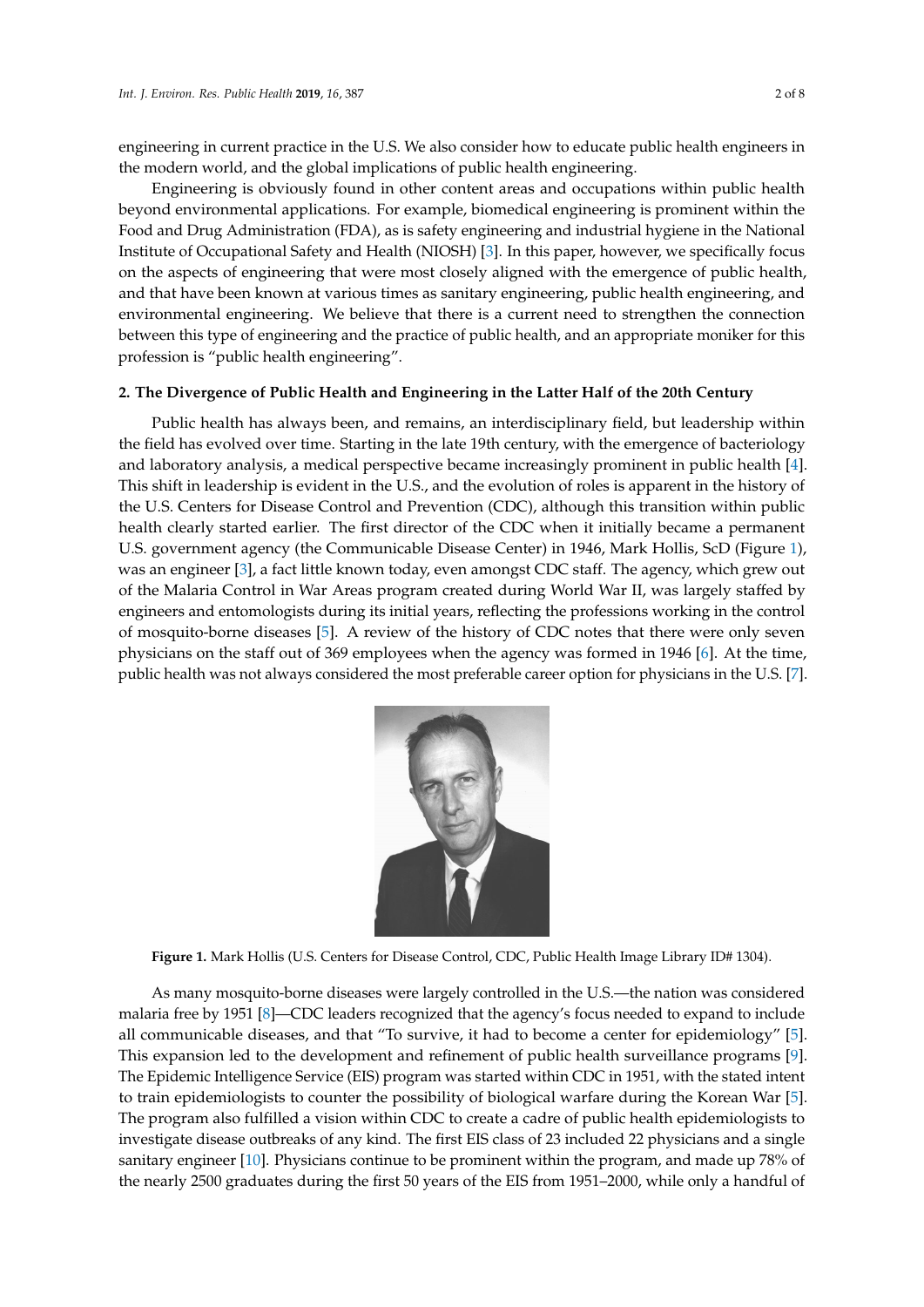engineering in current practice in the U.S. We also consider how to educate public health engineers in the modern world, and the global implications of public health engineering.

Engineering is obviously found in other content areas and occupations within public health beyond environmental applications. For example, biomedical engineering is prominent within the Food and Drug Administration (FDA), as is safety engineering and industrial hygiene in the National Institute of Occupational Safety and Health (NIOSH) [3]. In this paper, however, we specifically focus on the aspects of engineering that were most closely aligned with the emergence of public health, and that have been known at various times as sanitary engineering, public health engineering, and environmental engineering. We believe that there is a current need to strengthen the connection between this type of engineering and the practice of public health, and an appropriate moniker for this profession is "public health engineering".

## 2. The Divergence of Public Health and Engineering in the Latter Half of the 20th Century

Public health has always been, and remains, an interdisciplinary field, but leadership within the field has evolved over time. Starting in the late 19th century, with the emergence of bacteriology and laboratory analysis, a medical perspective became increasingly prominent in public health [4]. This shift in leadership is evident in the U.S., and the evolution of roles is apparent in the history of the U.S. Centers for Disease Control and Prevention (CDC), although this transition within public health clearly started earlier. The first director of the CDC when it initially became a permanent U.S. government agency (the Communicable Disease Center) in 1946, Mark Hollis, ScD (Figure 1), was an engineer [3], a fact little known today, even amongst CDC staff. The agency, which grew out of the Malaria Control in War Areas program created during World War II, was largely staffed by engineers and entomologists during its initial years, reflecting the professions working in the control of mosquito-borne diseases [5]. A review of the history of CDC notes that there were only seven physicians on the staff out of 369 employees when the agency was formed in 1946 [6]. At the time, public health was not always considered the most preferable career option for physicians in the U.S. [7].

**Figure 1.** Mark Hollis (U.S. Centers for Disease Control, CDC, Public Health Image Library ID# 1304).

As many mosquito-borne diseases were largely controlled in the U.S.—the nation was considered malaria free by 1951 [8]—CDC leaders recognized that the agency's focus needed to expand to include all communicable diseases, and that "To survive, it had to become a center for epidemiology" [5]. This expansion led to the development and refinement of public health surveillance programs [9]. The Epidemic Intelligence Service (EIS) program was started within CDC in 1951, with the stated intent to train epidemiologists to counter the possibility of biological warfare during the Korean War [5]. The program also fulfilled a vision within CDC to create a cadre of public health epidemiologists to investigate disease outbreaks of any kind. The first EIS class of 23 included 22 physicians and a single sanitary engineer [10]. Physicians continue to be prominent within the program, and made up 78% of the nearly 2500 graduates during the first 50 years of the EIS from 1951–2000, while only a handful of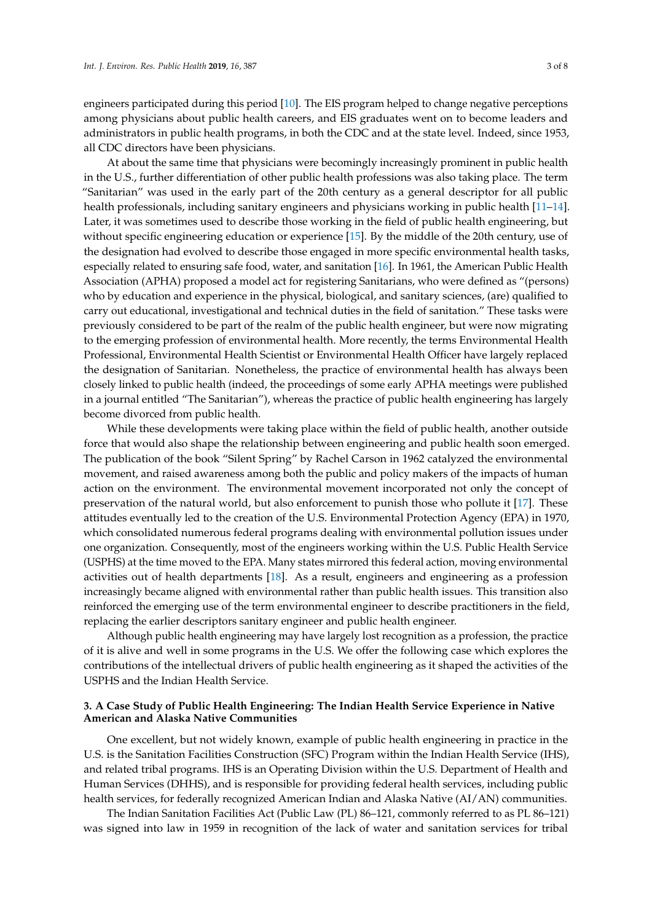engineers participated during this period [10]. The EIS program helped to change negative perceptions among physicians about public health careers, and EIS graduates went on to become leaders and administrators in public health programs, in both the CDC and at the state level. Indeed, since 1953, all CDC directors have been physicians.

At about the same time that physicians were becomingly increasingly prominent in public health in the U.S., further differentiation of other public health professions was also taking place. The term "Sanitarian" was used in the early part of the 20th century as a general descriptor for all public health professionals, including sanitary engineers and physicians working in public health [11–14]. Later, it was sometimes used to describe those working in the field of public health engineering, but without specific engineering education or experience [15]. By the middle of the 20th century, use of the designation had evolved to describe those engaged in more specific environmental health tasks, especially related to ensuring safe food, water, and sanitation [16]. In 1961, the American Public Health Association (APHA) proposed a model act for registering Sanitarians, who were defined as "(persons) who by education and experience in the physical, biological, and sanitary sciences, (are) qualified to carry out educational, investigational and technical duties in the field of sanitation." These tasks were previously considered to be part of the realm of the public health engineer, but were now migrating to the emerging profession of environmental health. More recently, the terms Environmental Health Professional, Environmental Health Scientist or Environmental Health Officer have largely replaced the designation of Sanitarian. Nonetheless, the practice of environmental health has always been closely linked to public health (indeed, the proceedings of some early APHA meetings were published in a journal entitled "The Sanitarian"), whereas the practice of public health engineering has largely become divorced from public health.

While these developments were taking place within the field of public health, another outside force that would also shape the relationship between engineering and public health soon emerged. The publication of the book "Silent Spring" by Rachel Carson in 1962 catalyzed the environmental movement, and raised awareness among both the public and policy makers of the impacts of human action on the environment. The environmental movement incorporated not only the concept of preservation of the natural world, but also enforcement to punish those who pollute it [17]. These attitudes eventually led to the creation of the U.S. Environmental Protection Agency (EPA) in 1970, which consolidated numerous federal programs dealing with environmental pollution issues under one organization. Consequently, most of the engineers working within the U.S. Public Health Service (USPHS) at the time moved to the EPA. Many states mirrored this federal action, moving environmental activities out of health departments [18]. As a result, engineers and engineering as a profession increasingly became aligned with environmental rather than public health issues. This transition also reinforced the emerging use of the term environmental engineer to describe practitioners in the field, replacing the earlier descriptors sanitary engineer and public health engineer.

Although public health engineering may have largely lost recognition as a profession, the practice of it is alive and well in some programs in the U.S. We offer the following case which explores the contributions of the intellectual drivers of public health engineering as it shaped the activities of the USPHS and the Indian Health Service.

## 3. A Case Study of Public Health Engineering: The Indian Health Service Experience in Native American and Alaska Native Communities

One excellent, but not widely known, example of public health engineering in practice in the U.S. is the Sanitation Facilities Construction (SFC) Program within the Indian Health Service (IHS), and related tribal programs. IHS is an Operating Division within the U.S. Department of Health and Human Services (DHHS), and is responsible for providing federal health services, including public health services, for federally recognized American Indian and Alaska Native (AI/AN) communities.

The Indian Sanitation Facilities Act (Public Law (PL) 86–121, commonly referred to as PL 86–121) was signed into law in 1959 in recognition of the lack of water and sanitation services for tribal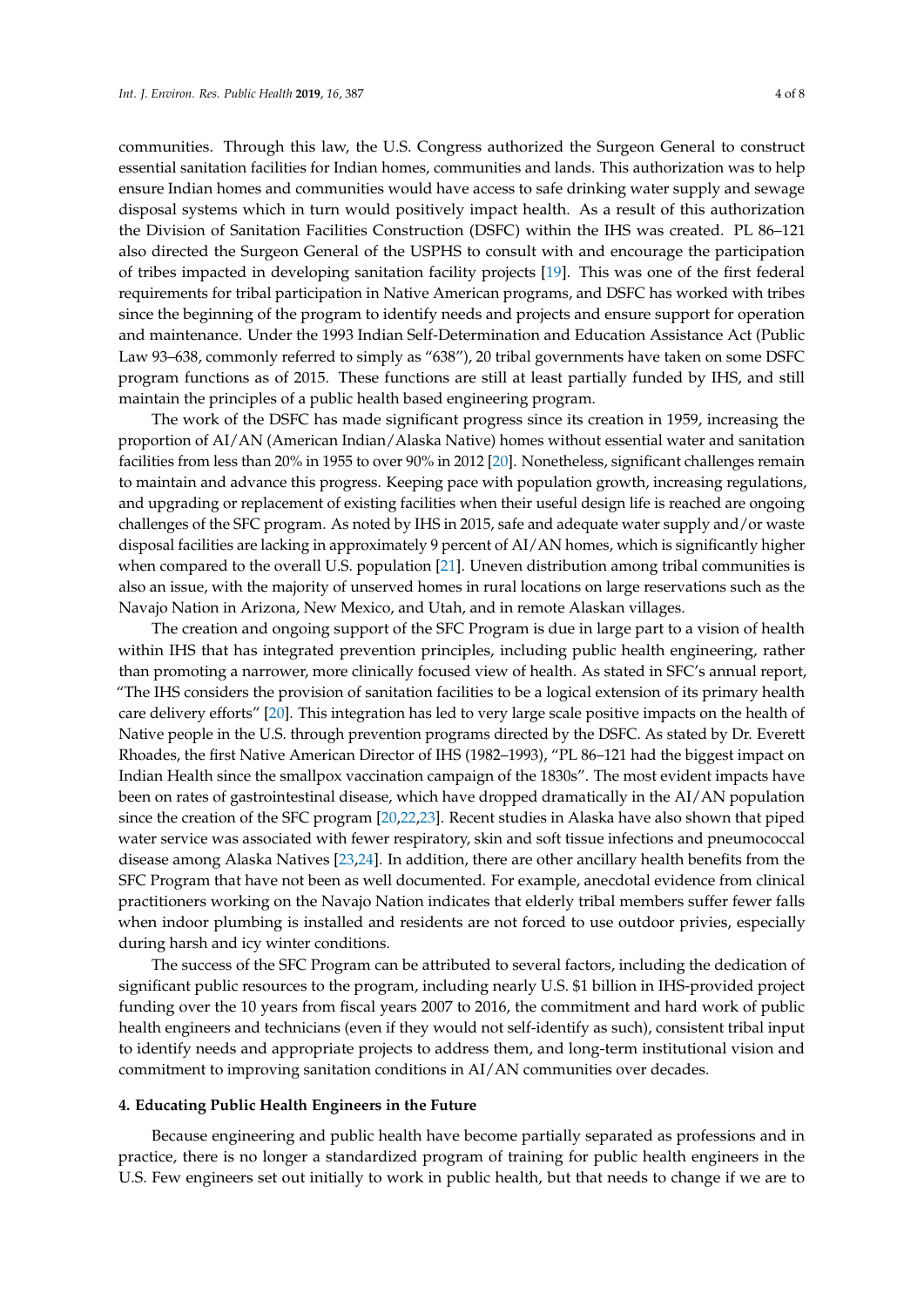communities. Through this law, the U.S. Congress authorized the Surgeon General to construct essential sanitation facilities for Indian homes, communities and lands. This authorization was to help ensure Indian homes and communities would have access to safe drinking water supply and sewage disposal systems which in turn would positively impact health. As a result of this authorization the Division of Sanitation Facilities Construction (DSFC) within the IHS was created. PL 86–121 also directed the Surgeon General of the USPHS to consult with and encourage the participation of tribes impacted in developing sanitation facility projects [19]. This was one of the first federal requirements for tribal participation in Native American programs, and DSFC has worked with tribes since the beginning of the program to identify needs and projects and ensure support for operation and maintenance. Under the 1993 Indian Self-Determination and Education Assistance Act (Public Law 93–638, commonly referred to simply as "638"), 20 tribal governments have taken on some DSFC program functions as of 2015. These functions are still at least partially funded by IHS, and still maintain the principles of a public health based engineering program.

The work of the DSFC has made significant progress since its creation in 1959, increasing the proportion of AI/AN (American Indian/Alaska Native) homes without essential water and sanitation facilities from less than 20% in 1955 to over 90% in 2012 [20]. Nonetheless, significant challenges remain to maintain and advance this progress. Keeping pace with population growth, increasing regulations, and upgrading or replacement of existing facilities when their useful design life is reached are ongoing challenges of the SFC program. As noted by IHS in 2015, safe and adequate water supply and/or waste disposal facilities are lacking in approximately 9 percent of AI/AN homes, which is significantly higher when compared to the overall U.S. population [21]. Uneven distribution among tribal communities is also an issue, with the majority of unserved homes in rural locations on large reservations such as the Navajo Nation in Arizona, New Mexico, and Utah, and in remote Alaskan villages.

The creation and ongoing support of the SFC Program is due in large part to a vision of health within IHS that has integrated prevention principles, including public health engineering, rather than promoting a narrower, more clinically focused view of health. As stated in SFC's annual report, "The IHS considers the provision of sanitation facilities to be a logical extension of its primary health care delivery efforts" [20]. This integration has led to very large scale positive impacts on the health of Native people in the U.S. through prevention programs directed by the DSFC. As stated by Dr. Everett Rhoades, the first Native American Director of IHS (1982–1993), "PL 86–121 had the biggest impact on Indian Health since the smallpox vaccination campaign of the 1830s". The most evident impacts have been on rates of gastrointestinal disease, which have dropped dramatically in the AI/AN population since the creation of the SFC program [20,22,23]. Recent studies in Alaska have also shown that piped water service was associated with fewer respiratory, skin and soft tissue infections and pneumococcal disease among Alaska Natives [23,24]. In addition, there are other ancillary health benefits from the SFC Program that have not been as well documented. For example, anecdotal evidence from clinical practitioners working on the Navajo Nation indicates that elderly tribal members suffer fewer falls when indoor plumbing is installed and residents are not forced to use outdoor privies, especially during harsh and icy winter conditions.

The success of the SFC Program can be attributed to several factors, including the dedication of significant public resources to the program, including nearly U.S. $1 billion in IHS-provided project funding over the 10 years from fiscal years 2007 to 2016, the commitment and hard work of public health engineers and technicians (even if they would not self-identify as such), consistent tribal input to identify needs and appropriate projects to address them, and long-term institutional vision and commitment to improving sanitation conditions in AI/AN communities over decades.

## 4. Educating Public Health Engineers in the Future

Because engineering and public health have become partially separated as professions and in practice, there is no longer a standardized program of training for public health engineers in the U.S. Few engineers set out initially to work in public health, but that needs to change if we are to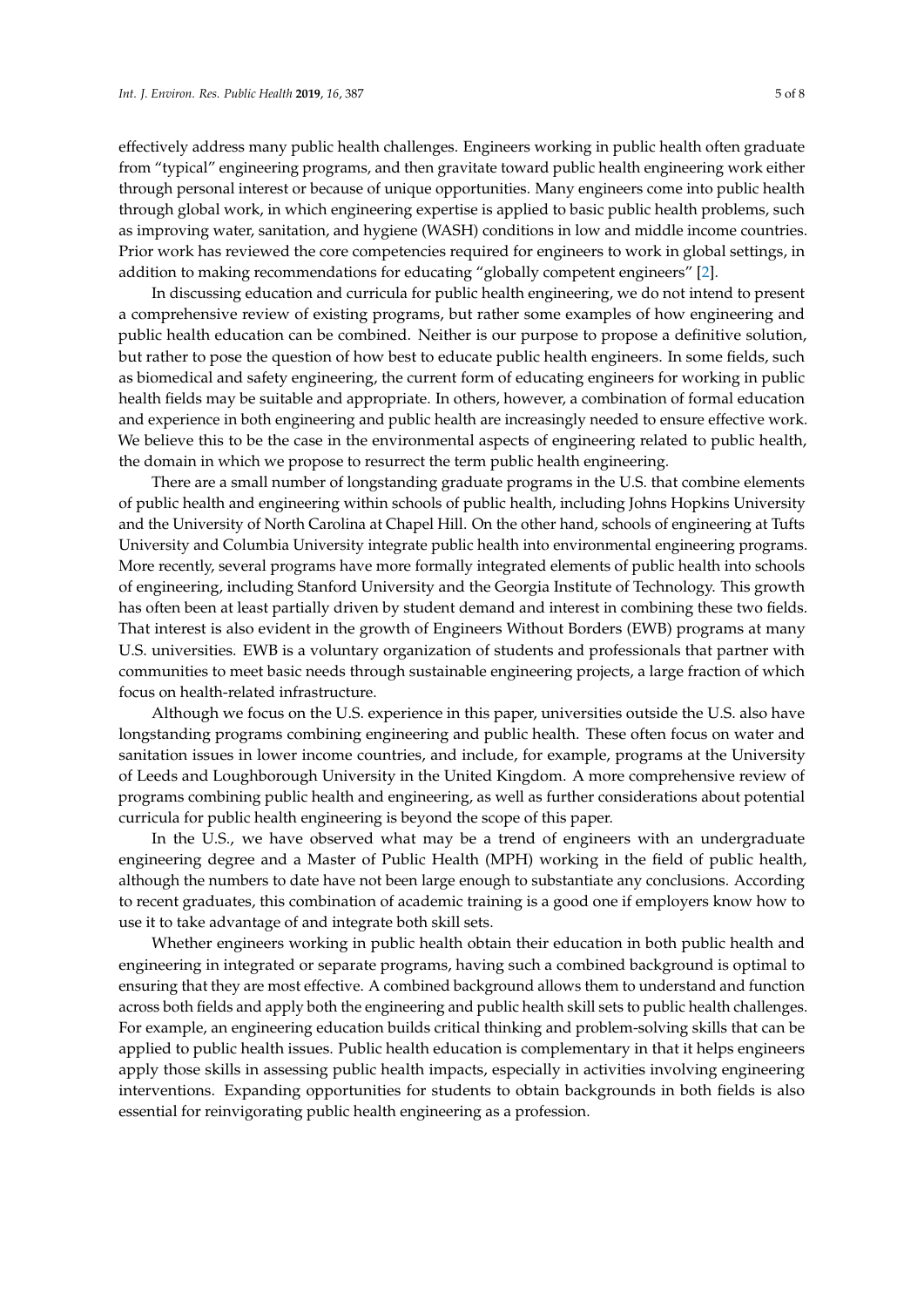effectively address many public health challenges. Engineers working in public health often graduate from "typical" engineering programs, and then gravitate toward public health engineering work either through personal interest or because of unique opportunities. Many engineers come into public health through global work, in which engineering expertise is applied to basic public health problems, such as improving water, sanitation, and hygiene (WASH) conditions in low and middle income countries. Prior work has reviewed the core competencies required for engineers to work in global settings, in addition to making recommendations for educating "globally competent engineers" [2].

In discussing education and curricula for public health engineering, we do not intend to present a comprehensive review of existing programs, but rather some examples of how engineering and public health education can be combined. Neither is our purpose to propose a definitive solution, but rather to pose the question of how best to educate public health engineers. In some fields, such as biomedical and safety engineering, the current form of educating engineers for working in public health fields may be suitable and appropriate. In others, however, a combination of formal education and experience in both engineering and public health are increasingly needed to ensure effective work. We believe this to be the case in the environmental aspects of engineering related to public health, the domain in which we propose to resurrect the term public health engineering.

There are a small number of longstanding graduate programs in the U.S. that combine elements of public health and engineering within schools of public health, including Johns Hopkins University and the University of North Carolina at Chapel Hill. On the other hand, schools of engineering at Tufts University and Columbia University integrate public health into environmental engineering programs. More recently, several programs have more formally integrated elements of public health into schools of engineering, including Stanford University and the Georgia Institute of Technology. This growth has often been at least partially driven by student demand and interest in combining these two fields. That interest is also evident in the growth of Engineers Without Borders (EWB) programs at many U.S. universities. EWB is a voluntary organization of students and professionals that partner with communities to meet basic needs through sustainable engineering projects, a large fraction of which focus on health-related infrastructure.

Although we focus on the U.S. experience in this paper, universities outside the U.S. also have longstanding programs combining engineering and public health. These often focus on water and sanitation issues in lower income countries, and include, for example, programs at the University of Leeds and Loughborough University in the United Kingdom. A more comprehensive review of programs combining public health and engineering, as well as further considerations about potential curricula for public health engineering is beyond the scope of this paper.

In the U.S., we have observed what may be a trend of engineers with an undergraduate engineering degree and a Master of Public Health (MPH) working in the field of public health, although the numbers to date have not been large enough to substantiate any conclusions. According to recent graduates, this combination of academic training is a good one if employers know how to use it to take advantage of and integrate both skill sets.

Whether engineers working in public health obtain their education in both public health and engineering in integrated or separate programs, having such a combined background is optimal to ensuring that they are most effective. A combined background allows them to understand and function across both fields and apply both the engineering and public health skill sets to public health challenges. For example, an engineering education builds critical thinking and problem-solving skills that can be applied to public health issues. Public health education is complementary in that it helps engineers apply those skills in assessing public health impacts, especially in activities involving engineering interventions. Expanding opportunities for students to obtain backgrounds in both fields is also essential for reinvigorating public health engineering as a profession.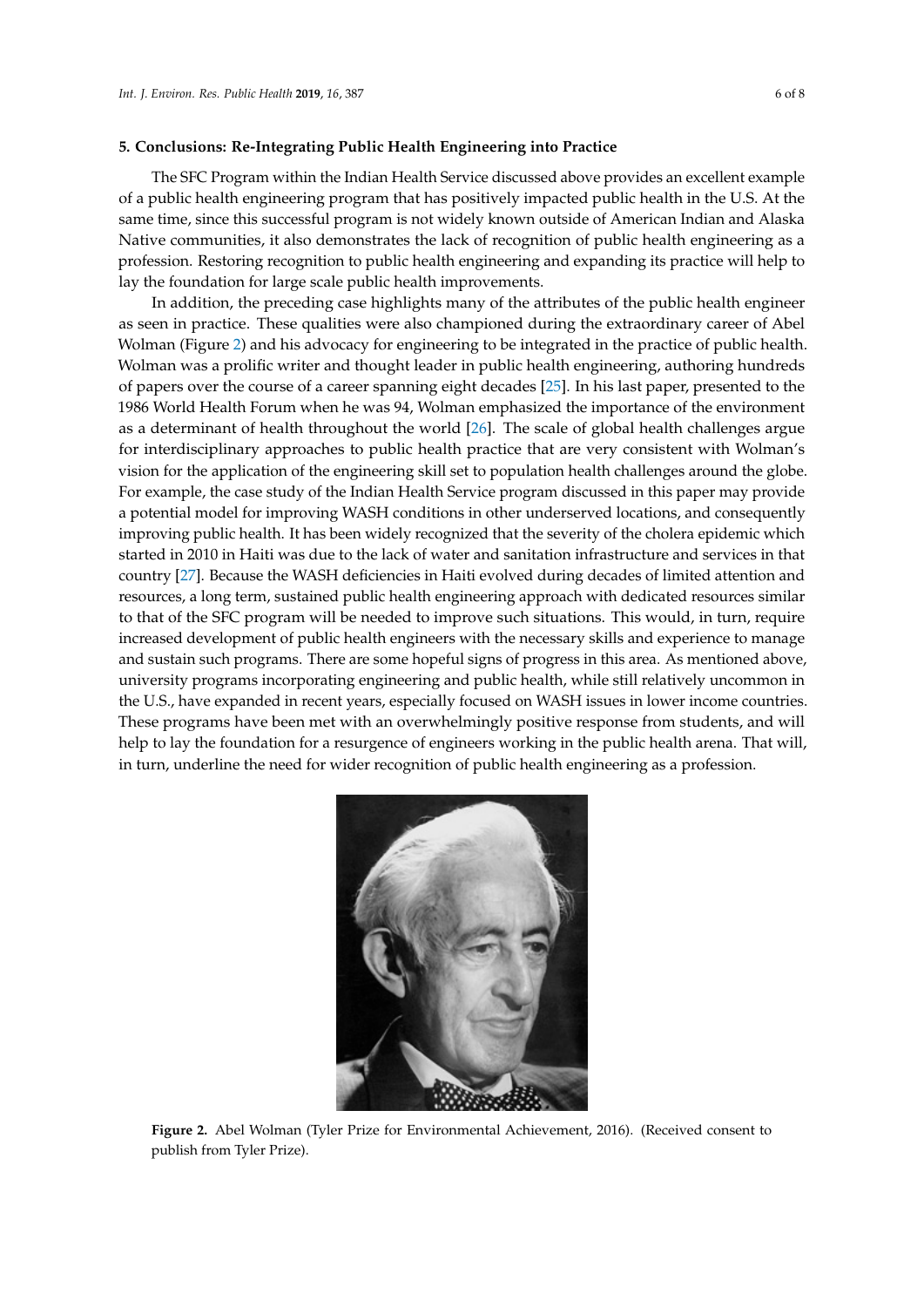## 5. Conclusions: Re-Integrating Public Health Engineering into Practice

The SFC Program within the Indian Health Service discussed above provides an excellent example of a public health engineering program that has positively impacted public health in the U.S. At the same time, since this successful program is not widely known outside of American Indian and Alaska Native communities, it also demonstrates the lack of recognition of public health engineering as a profession. Restoring recognition to public health engineering and expanding its practice will help to lay the foundation for large scale public health improvements.

In addition, the preceding case highlights many of the attributes of the public health engineer as seen in practice. These qualities were also championed during the extraordinary career of Abel Wolman (Figure 2) and his advocacy for engineering to be integrated in the practice of public health. Wolman was a prolific writer and thought leader in public health engineering, authoring hundreds of papers over the course of a career spanning eight decades [25]. In his last paper, presented to the 1986 World Health Forum when he was 94, Wolman emphasized the importance of the environment as a determinant of health throughout the world [26]. The scale of global health challenges argue for interdisciplinary approaches to public health practice that are very consistent with Wolman's vision for the application of the engineering skill set to population health challenges around the globe. For example, the case study of the Indian Health Service program discussed in this paper may provide a potential model for improving WASH conditions in other underserved locations, and consequently improving public health. It has been widely recognized that the severity of the cholera epidemic which started in 2010 in Haiti was due to the lack of water and sanitation infrastructure and services in that country [27]. Because the WASH deficiencies in Haiti evolved during decades of limited attention and resources, a long term, sustained public health engineering approach with dedicated resources similar to that of the SFC program will be needed to improve such situations. This would, in turn, require increased development of public health engineers with the necessary skills and experience to manage and sustain such programs. There are some hopeful signs of progress in this area. As mentioned above, university programs incorporating engineering and public health, while still relatively uncommon in the U.S., have expanded in recent years, especially focused on WASH issues in lower income countries. These programs have been met with an overwhelmingly positive response from students, and will help to lay the foundation for a resurgence of engineers working in the public health arena. That will, in turn, underline the need for wider recognition of public health engineering as a profession.

**Figure 2.** Abel Wolman (Tyler Prize for Environmental Achievement, 2016). (Received consent to publish from Tyler Prize).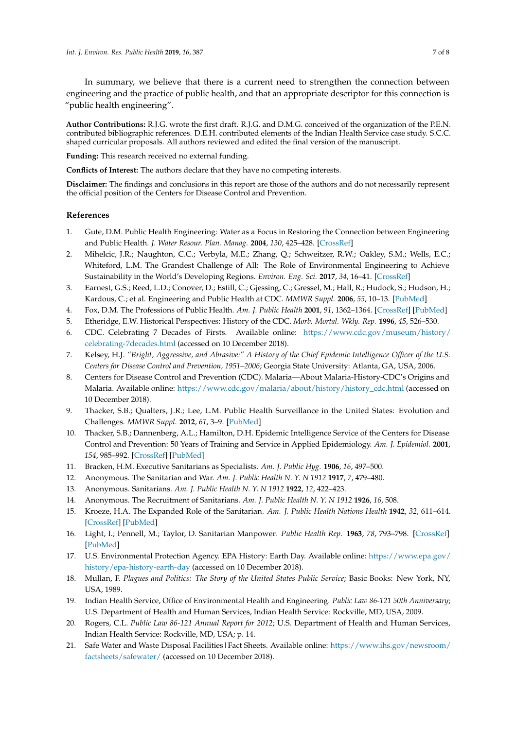In summary, we believe that there is a current need to strengthen the connection between engineering and the practice of public health, and that an appropriate descriptor for this connection is "public health engineering".

**Author Contributions:** R.J.G. wrote the first draft. R.J.G. and D.M.G. conceived of the organization of the P.E.N. contributed bibliographic references. D.E.H. contributed elements of the Indian Health Service case study. S.C.C. shaped curricular proposals. All authors reviewed and edited the final version of the manuscript.

**Funding:** This research received no external funding.

**Conflicts of Interest:** The authors declare that they have no competing interests.

**Disclaimer:** The findings and conclusions in this report are those of the authors and do not necessarily represent the official position of the Centers for Disease Control and Prevention.

## References

1. Gute, D.M. Public Health Engineering: Water as a Focus in Restoring the Connection between Engineering and Public Health. *J. Water Resour. Plan. Manag.* **2004**, *130*, 425–428. [CrossRef]
2. Mihelcic, J.R.; Naughton, C.C.; Verbyla, M.E.; Zhang, Q.; Schweitzer, R.W.; Oakley, S.M.; Wells, E.C.; Whiteford, L.M. The Grandest Challenge of All: The Role of Environmental Engineering to Achieve Sustainability in the World's Developing Regions. *Environ. Eng. Sci.* **2017**, *34*, 16–41. [CrossRef]
3. Earnest, G.S.; Reed, L.D.; Conover, D.; Estill, C.; Gjessing, C.; Gressel, M.; Hall, R.; Hudock, S.; Hudson, H.; Kardous, C.; et al. Engineering and Public Health at CDC. *MMWR Suppl.* **2006**, *55*, 10–13. [PubMed]
4. Fox, D.M. The Professions of Public Health. *Am. J. Public Health* **2001**, *91*, 1362–1364. [CrossRef] [PubMed]
5. Etheridge, E.W. Historical Perspectives: History of the CDC. *Morb. Mortal. Wkly. Rep.* **1996**, *45*, 526–530.
6. CDC. Celebrating 7 Decades of Firsts. Available online: https://www.cdc.gov/museum/history/celebrating-7decades.html (accessed on 10 December 2018).
7. Kelsey, H.J. *"Bright, Aggressive, and Abrasive:" A History of the Chief Epidemic Intelligence Officer of the U.S. Centers for Disease Control and Prevention, 1951–2006*; Georgia State University: Atlanta, GA, USA, 2006.
8. Centers for Disease Control and Prevention (CDC). Malaria—About Malaria-History-CDC's Origins and Malaria. Available online: https://www.cdc.gov/malaria/about/history/history_cdc.html (accessed on 10 December 2018).
9. Thacker, S.B.; Qualters, J.R.; Lee, L.M. Public Health Surveillance in the United States: Evolution and Challenges. *MMWR Suppl.* **2012**, *61*, 3–9. [PubMed]
10. Thacker, S.B.; Dannenberg, A.L.; Hamilton, D.H. Epidemic Intelligence Service of the Centers for Disease Control and Prevention: 50 Years of Training and Service in Applied Epidemiology. *Am. J. Epidemiol.* **2001**, *154*, 985–992. [CrossRef] [PubMed]
11. Bracken, H.M. Executive Sanitarians as Specialists. *Am. J. Public Hyg.* **1906**, *16*, 497–500.
12. Anonymous. The Sanitarian and War. *Am. J. Public Health N. Y. N 1912* **1917**, *7*, 479–480.
13. Anonymous. Sanitarians. *Am. J. Public Health N. Y. N 1912* **1922**, *12*, 422–423.
14. Anonymous. The Recruitment of Sanitarians. *Am. J. Public Health N. Y. N 1912* **1926**, *16*, 508.
15. Kroeze, H.A. The Expanded Role of the Sanitarian. *Am. J. Public Health Nations Health* **1942**, *32*, 611–614. [CrossRef] [PubMed]
16. Light, I.; Pennell, M.; Taylor, D. Sanitarian Manpower. *Public Health Rep.* **1963**, *78*, 793–798. [CrossRef] [PubMed]
17. U.S. Environmental Protection Agency. EPA History: Earth Day. Available online: https://www.epa.gov/history/epa-history-earth-day (accessed on 10 December 2018).
18. Mullan, F. *Plagues and Politics: The Story of the United States Public Service*; Basic Books: New York, NY, USA, 1989.
19. Indian Health Service, Office of Environmental Health and Engineering. *Public Law 86-121 50th Anniversary*; U.S. Department of Health and Human Services, Indian Health Service: Rockville, MD, USA, 2009.
20. Rogers, C.L. *Public Law 86-121 Annual Report for 2012*; U.S. Department of Health and Human Services, Indian Health Service: Rockville, MD, USA; p. 14.
21. Safe Water and Waste Disposal Facilities | Fact Sheets. Available online: https://www.ihs.gov/newsroom/factsheets/safewater/ (accessed on 10 December 2018).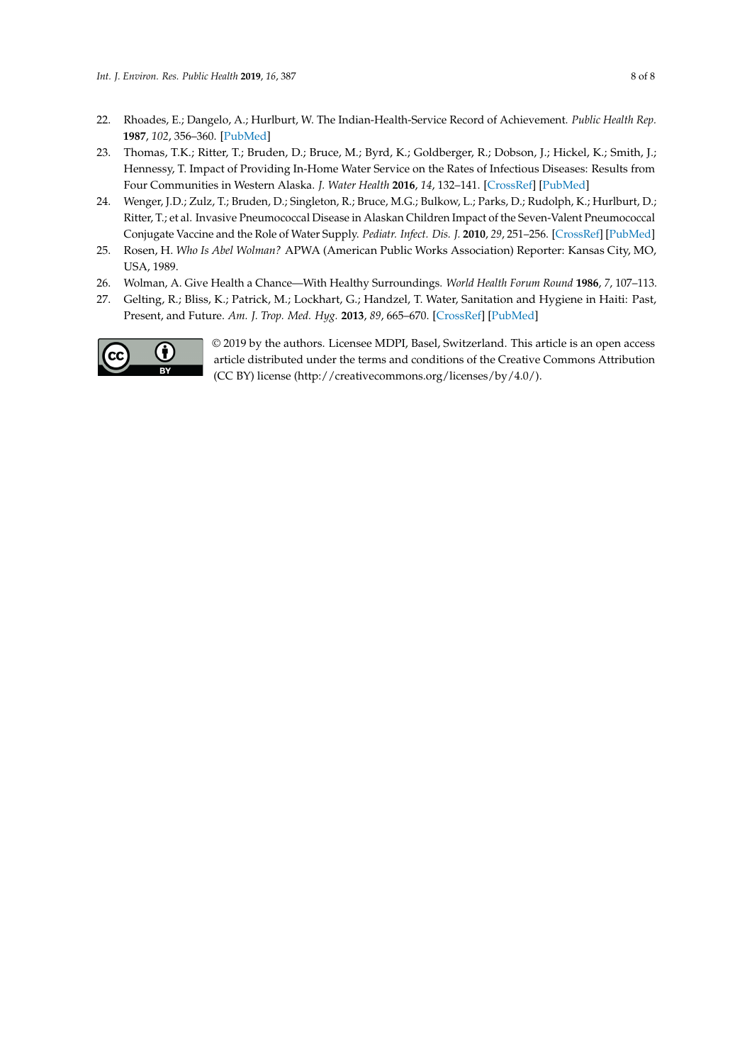22. Rhoades, E.; Dangelo, A.; Hurlburt, W. The Indian-Health-Service Record of Achievement. *Public Health Rep.* **1987**, *102*, 356–360. [PubMed]
23. Thomas, T.K.; Ritter, T.; Bruden, D.; Bruce, M.; Byrd, K.; Goldberger, R.; Dobson, J.; Hickel, K.; Smith, J.; Hennessy, T. Impact of Providing In-Home Water Service on the Rates of Infectious Diseases: Results from Four Communities in Western Alaska. *J. Water Health* **2016**, *14*, 132–141. [CrossRef] [PubMed]
24. Wenger, J.D.; Zulz, T.; Bruden, D.; Singleton, R.; Bruce, M.G.; Bulkow, L.; Parks, D.; Rudolph, K.; Hurlburt, D.; Ritter, T.; et al. Invasive Pneumococcal Disease in Alaskan Children Impact of the Seven-Valent Pneumococcal Conjugate Vaccine and the Role of Water Supply. *Pediatr. Infect. Dis. J.* **2010**, *29*, 251–256. [CrossRef] [PubMed]
25. Rosen, H. *Who Is Abel Wolman?* APWA (American Public Works Association) Reporter: Kansas City, MO, USA, 1989.
26. Wolman, A. Give Health a Chance—With Healthy Surroundings. *World Health Forum Round* **1986**, *7*, 107–113.
27. Gelting, R.; Bliss, K.; Patrick, M.; Lockhart, G.; Handzel, T. Water, Sanitation and Hygiene in Haiti: Past, Present, and Future. *Am. J. Trop. Med. Hyg.* **2013**, *89*, 665–670. [CrossRef] [PubMed]

© 2019 by the authors. Licensee MDPI, Basel, Switzerland. This article is an open access article distributed under the terms and conditions of the Creative Commons Attribution (CC BY) license (http://creativecommons.org/licenses/by/4.0/).